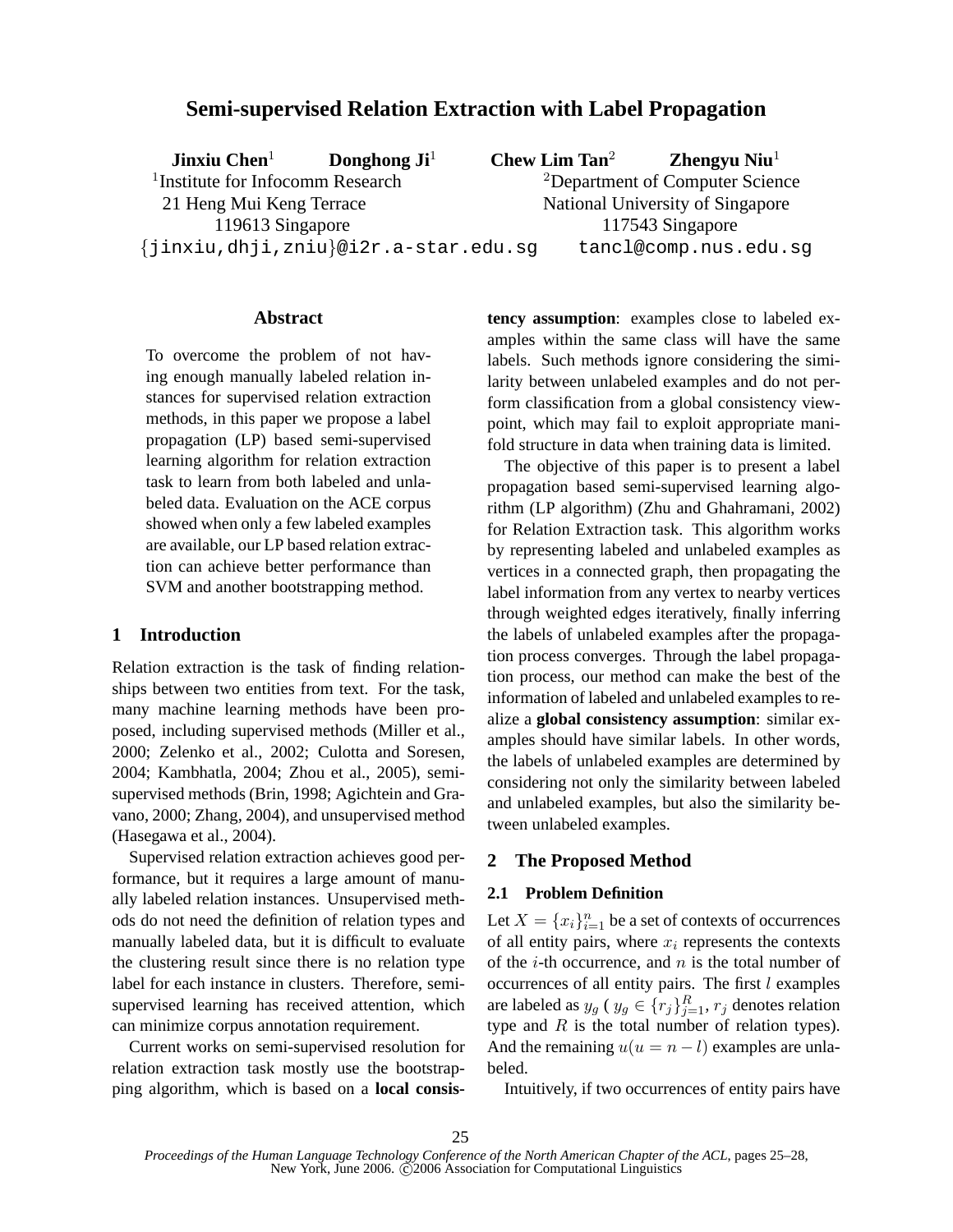# Semi-supervised Relation Extraction with Label Propagation

**Jinxiu Chen**[1] **Donghong Ji**[1] **Chew Lim Tan**[2] **Zhengyu Niu**[1]

[1]Institute for Infocomm Research
21 Heng Mui Keng Terrace
119613 Singapore
{jinxiu,dhji,zniu}@i2r.a-star.edu.sg

[2]Department of Computer Science
National University of Singapore
117543 Singapore
tancl@comp.nus.edu.sg

## Abstract

To overcome the problem of not having enough manually labeled relation instances for supervised relation extraction methods, in this paper we propose a label propagation (LP) based semi-supervised learning algorithm for relation extraction task to learn from both labeled and unlabeled data. Evaluation on the ACE corpus showed when only a few labeled examples are available, our LP based relation extraction can achieve better performance than SVM and another bootstrapping method.

## 1 Introduction

Relation extraction is the task of finding relationships between two entities from text. For the task, many machine learning methods have been proposed, including supervised methods (Miller et al., 2000; Zelenko et al., 2002; Culotta and Soresen, 2004; Kambhatla, 2004; Zhou et al., 2005), semi-supervised methods (Brin, 1998; Agichtein and Gravano, 2000; Zhang, 2004), and unsupervised method (Hasegawa et al., 2004).

Supervised relation extraction achieves good performance, but it requires a large amount of manually labeled relation instances. Unsupervised methods do not need the definition of relation types and manually labeled data, but it is difficult to evaluate the clustering result since there is no relation type label for each instance in clusters. Therefore, semi-supervised learning has received attention, which can minimize corpus annotation requirement.

Current works on semi-supervised resolution for relation extraction task mostly use the bootstrapping algorithm, which is based on a **local consistency assumption**: examples close to labeled examples within the same class will have the same labels. Such methods ignore considering the similarity between unlabeled examples and do not perform classification from a global consistency viewpoint, which may fail to exploit appropriate manifold structure in data when training data is limited.

The objective of this paper is to present a label propagation based semi-supervised learning algorithm (LP algorithm) (Zhu and Ghahramani, 2002) for Relation Extraction task. This algorithm works by representing labeled and unlabeled examples as vertices in a connected graph, then propagating the label information from any vertex to nearby vertices through weighted edges iteratively, finally inferring the labels of unlabeled examples after the propagation process converges. Through the label propagation process, our method can make the best of the information of labeled and unlabeled examples to realize a **global consistency assumption**: similar examples should have similar labels. In other words, the labels of unlabeled examples are determined by considering not only the similarity between labeled and unlabeled examples, but also the similarity between unlabeled examples.

## 2 The Proposed Method

### 2.1 Problem Definition

Let $X = \{x_i\}_{i=1}^{n}$ be a set of contexts of occurrences of all entity pairs, where $x_i$ represents the contexts of the $i$-th occurrence, and $n$ is the total number of occurrences of all entity pairs. The first $l$ examples are labeled as $y_g$ ( $y_g \in \{r_j\}_{j=1}^{R}$, $r_j$ denotes relation type and $R$ is the total number of relation types). And the remaining $u(u = n - l)$ examples are unlabeled.

Intuitively, if two occurrences of entity pairs have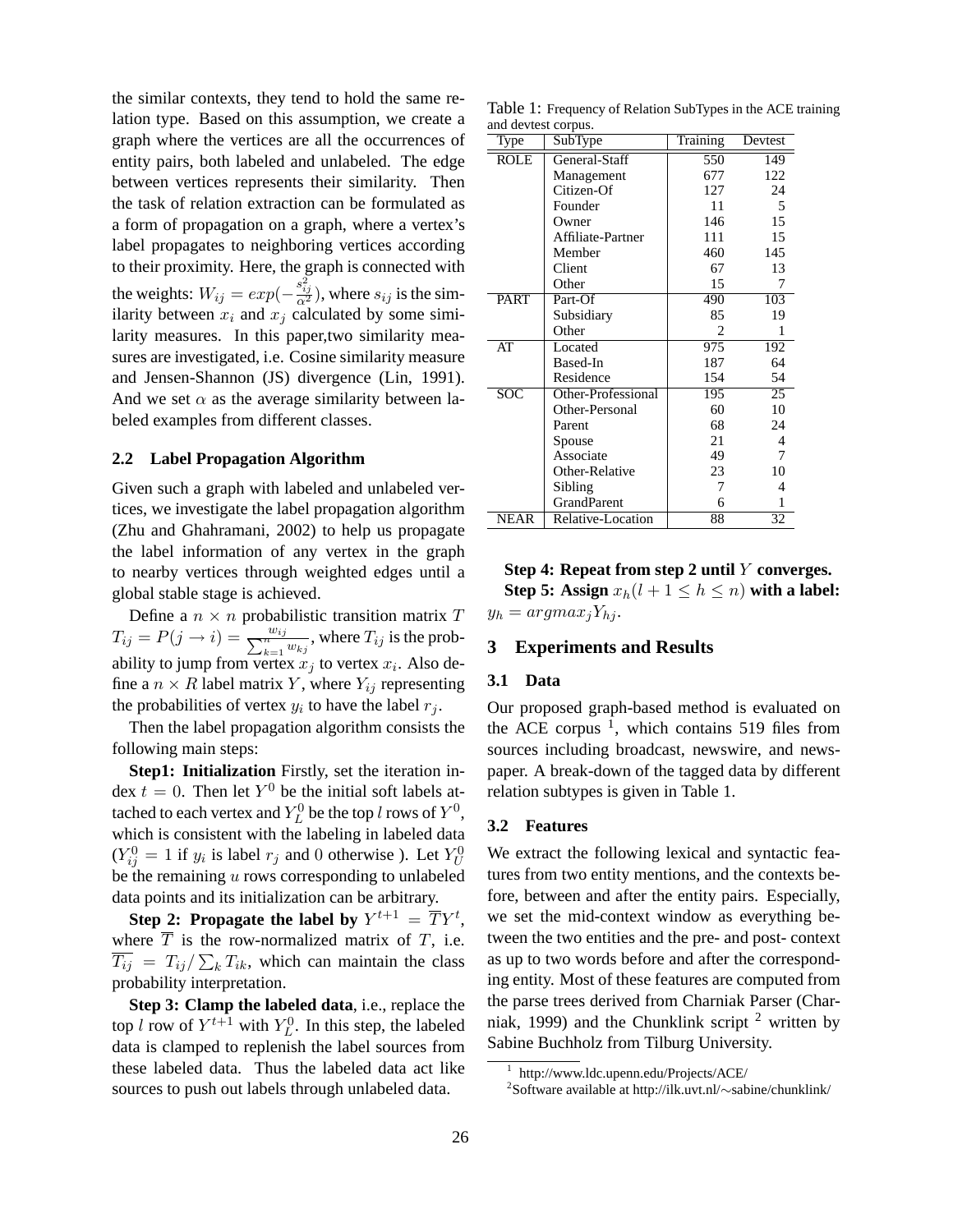the similar contexts, they tend to hold the same relation type. Based on this assumption, we create a graph where the vertices are all the occurrences of entity pairs, both labeled and unlabeled. The edge between vertices represents their similarity. Then the task of relation extraction can be formulated as a form of propagation on a graph, where a vertex's label propagates to neighboring vertices according to their proximity. Here, the graph is connected with the weights: $W_{ij} = exp(-\frac{s_{ij}^2}{\alpha^2})$, where $s_{ij}$ is the similarity between $x_i$ and $x_j$ calculated by some similarity measures. In this paper,two similarity measures are investigated, i.e. Cosine similarity measure and Jensen-Shannon (JS) divergence (Lin, 1991). And we set $\alpha$ as the average similarity between labeled examples from different classes.

### 2.2 Label Propagation Algorithm

Given such a graph with labeled and unlabeled vertices, we investigate the label propagation algorithm (Zhu and Ghahramani, 2002) to help us propagate the label information of any vertex in the graph to nearby vertices through weighted edges until a global stable stage is achieved.

Define a $n \times n$ probabilistic transition matrix $T$ $T_{ij} = P(j \rightarrow i) = \frac{w_{ij}}{\sum_{k=1}^{n} w_{kj}}$, where $T_{ij}$ is the probability to jump from vertex $x_j$ to vertex $x_i$. Also define a $n \times R$ label matrix $Y$, where $Y_{ij}$ representing the probabilities of vertex $y_i$ to have the label $r_j$.

Then the label propagation algorithm consists the following main steps:

**Step1: Initialization** Firstly, set the iteration index $t = 0$. Then let $Y^0$ be the initial soft labels attached to each vertex and $Y_L^0$ be the top $l$ rows of $Y^0$, which is consistent with the labeling in labeled data ($Y_{ij}^0 = 1$ if $y_i$ is label $r_j$ and $0$ otherwise ). Let $Y_U^0$ be the remaining $u$ rows corresponding to unlabeled data points and its initialization can be arbitrary.

**Step 2: Propagate the label by** $Y^{t+1} = \overline{T} Y^t$, where $\overline{T}$ is the row-normalized matrix of $T$, i.e. $\overline{T_{ij}} = T_{ij} / \sum_k T_{ik}$, which can maintain the class probability interpretation.

**Step 3: Clamp the labeled data**, i.e., replace the top $l$ row of $Y^{t+1}$ with $Y_L^0$. In this step, the labeled data is clamped to replenish the label sources from these labeled data. Thus the labeled data act like sources to push out labels through unlabeled data.

Table 1: Frequency of Relation SubTypes in the ACE training and devtest corpus.

| Type | SubType | Training | Devtest |
|---|---|---|---|
| ROLE | General-Staff | 550 | 149 |
| | Management | 677 | 122 |
| | Citizen-Of | 127 | 24 |
| | Founder | 11 | 5 |
| | Owner | 146 | 15 |
| | Affiliate-Partner | 111 | 15 |
| | Member | 460 | 145 |
| | Client | 67 | 13 |
| | Other | 15 | 7 |
| PART | Part-Of | 490 | 103 |
| | Subsidiary | 85 | 19 |
| | Other | 2 | 1 |
| AT | Located | 975 | 192 |
| | Based-In | 187 | 64 |
| | Residence | 154 | 54 |
| SOC | Other-Professional | 195 | 25 |
| | Other-Personal | 60 | 10 |
| | Parent | 68 | 24 |
| | Spouse | 21 | 4 |
| | Associate | 49 | 7 |
| | Other-Relative | 23 | 10 |
| | Sibling | 7 | 4 |
| | GrandParent | 6 | 1 |
| NEAR | Relative-Location | 88 | 32 |

**Step 4: Repeat from step 2 until** $Y$ **converges.**

**Step 5: Assign** $x_h (l + 1 \leq h \leq n)$ **with a label:** $y_h = argmax_j Y_{hj}$.

## 3 Experiments and Results

### 3.1 Data

Our proposed graph-based method is evaluated on the ACE corpus [1], which contains 519 files from sources including broadcast, newswire, and newspaper. A break-down of the tagged data by different relation subtypes is given in Table 1.

### 3.2 Features

We extract the following lexical and syntactic features from two entity mentions, and the contexts before, between and after the entity pairs. Especially, we set the mid-context window as everything between the two entities and the pre- and post- context as up to two words before and after the corresponding entity. Most of these features are computed from the parse trees derived from Charniak Parser (Charniak, 1999) and the Chunklink script [2] written by Sabine Buchholz from Tilburg University.

[1] http://www.ldc.upenn.edu/Projects/ACE/

[2] Software available at http://ilk.uvt.nl/∼sabine/chunklink/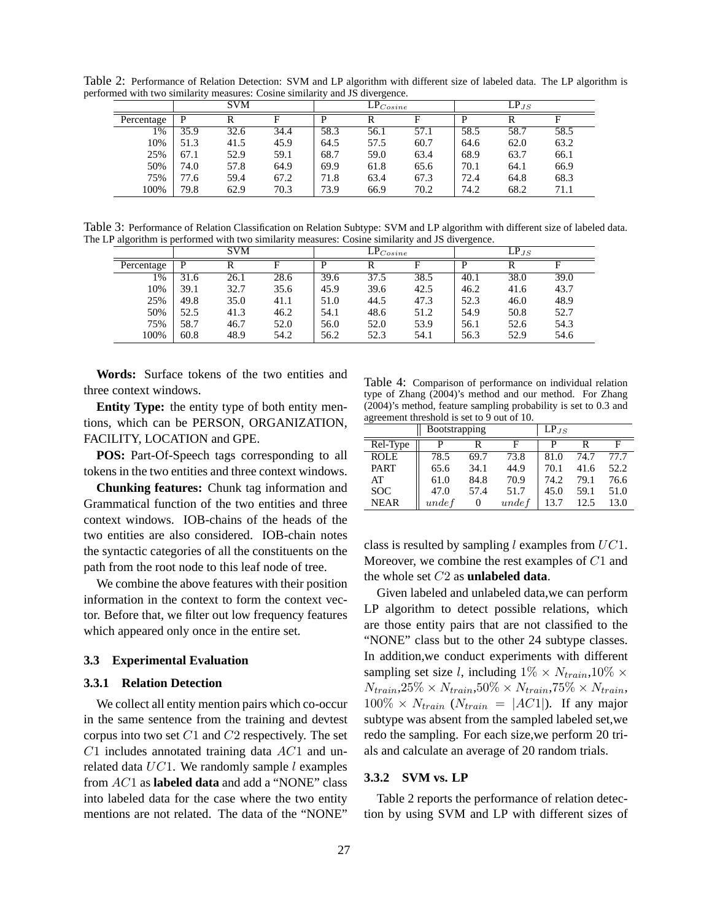Table 2: Performance of Relation Detection: SVM and LP algorithm with different size of labeled data. The LP algorithm is performed with two similarity measures: Cosine similarity and JS divergence.

| | SVM | | | $LP_{Cosine}$ | | | $LP_{JS}$ | | |
|---|---|---|---|---|---|---|---|---|---|
| Percentage | P | R | F | P | R | F | P | R | F |
| 1% | 35.9 | 32.6 | 34.4 | 58.3 | 56.1 | 57.1 | 58.5 | 58.7 | 58.5 |
| 10% | 51.3 | 41.5 | 45.9 | 64.5 | 57.5 | 60.7 | 64.6 | 62.0 | 63.2 |
| 25% | 67.1 | 52.9 | 59.1 | 68.7 | 59.0 | 63.4 | 68.9 | 63.7 | 66.1 |
| 50% | 74.0 | 57.8 | 64.9 | 69.9 | 61.8 | 65.6 | 70.1 | 64.1 | 66.9 |
| 75% | 77.6 | 59.4 | 67.2 | 71.8 | 63.4 | 67.3 | 72.4 | 64.8 | 68.3 |
| 100% | 79.8 | 62.9 | 70.3 | 73.9 | 66.9 | 70.2 | 74.2 | 68.2 | 71.1 |

Table 3: Performance of Relation Classification on Relation Subtype: SVM and LP algorithm with different size of labeled data. The LP algorithm is performed with two similarity measures: Cosine similarity and JS divergence.

| | SVM | | | $LP_{Cosine}$ | | | $LP_{JS}$ | | |
|---|---|---|---|---|---|---|---|---|---|
| Percentage | P | R | F | P | R | F | P | R | F |
| 1% | 31.6 | 26.1 | 28.6 | 39.6 | 37.5 | 38.5 | 40.1 | 38.0 | 39.0 |
| 10% | 39.1 | 32.7 | 35.6 | 45.9 | 39.6 | 42.5 | 46.2 | 41.6 | 43.7 |
| 25% | 49.8 | 35.0 | 41.1 | 51.0 | 44.5 | 47.3 | 52.3 | 46.0 | 48.9 |
| 50% | 52.5 | 41.3 | 46.2 | 54.1 | 48.6 | 51.2 | 54.9 | 50.8 | 52.7 |
| 75% | 58.7 | 46.7 | 52.0 | 56.0 | 52.0 | 53.9 | 56.1 | 52.6 | 54.3 |
| 100% | 60.8 | 48.9 | 54.2 | 56.2 | 52.3 | 54.1 | 56.3 | 52.9 | 54.6 |

**Words:** Surface tokens of the two entities and three context windows.

**Entity Type:** the entity type of both entity mentions, which can be PERSON, ORGANIZATION, FACILITY, LOCATION and GPE.

**POS:** Part-Of-Speech tags corresponding to all tokens in the two entities and three context windows.

**Chunking features:** Chunk tag information and Grammatical function of the two entities and three context windows. IOB-chains of the heads of the two entities are also considered. IOB-chain notes the syntactic categories of all the constituents on the path from the root node to this leaf node of tree.

We combine the above features with their position information in the context to form the context vector. Before that, we filter out low frequency features which appeared only once in the entire set.

### 3.3 Experimental Evaluation

#### 3.3.1 Relation Detection

We collect all entity mention pairs which co-occur in the same sentence from the training and devtest corpus into two set $C1$ and $C2$ respectively. The set $C1$ includes annotated training data $AC1$ and unrelated data $UC1$. We randomly sample $l$ examples from $AC1$ as **labeled data** and add a "NONE" class into labeled data for the case where the two entity mentions are not related. The data of the "NONE" class is resulted by sampling $l$ examples from $UC1$. Moreover, we combine the rest examples of $C1$ and the whole set $C2$ as **unlabeled data**.

Table 4: Comparison of performance on individual relation type of Zhang (2004)'s method and our method. For Zhang (2004)'s method, feature sampling probability is set to 0.3 and agreement threshold is set to 9 out of 10.

| | Bootstrapping | | | $LP_{JS}$ | | |
|---|---|---|---|---|---|---|
| Rel-Type | P | R | F | P | R | F |
| ROLE | 78.5 | 69.7 | 73.8 | 81.0 | 74.7 | 77.7 |
| PART | 65.6 | 34.1 | 44.9 | 70.1 | 41.6 | 52.2 |
| AT | 61.0 | 84.8 | 70.9 | 74.2 | 79.1 | 76.6 |
| SOC | 47.0 | 57.4 | 51.7 | 45.0 | 59.1 | 51.0 |
| NEAR | $undef$ | 0 | $undef$ | 13.7 | 12.5 | 13.0 |

Given labeled and unlabeled data,we can perform LP algorithm to detect possible relations, which are those entity pairs that are not classified to the "NONE" class but to the other 24 subtype classes. In addition,we conduct experiments with different sampling set size $l$, including $1\% \times N_{train}$,$10\% \times N_{train}$,$25\% \times N_{train}$,$50\% \times N_{train}$,$75\% \times N_{train}$, $100\% \times N_{train}$ ($N_{train} = |AC1|$). If any major subtype was absent from the sampled labeled set,we redo the sampling. For each size,we perform 20 trials and calculate an average of 20 random trials.

#### 3.3.2 SVM vs. LP

Table 2 reports the performance of relation detection by using SVM and LP with different sizes of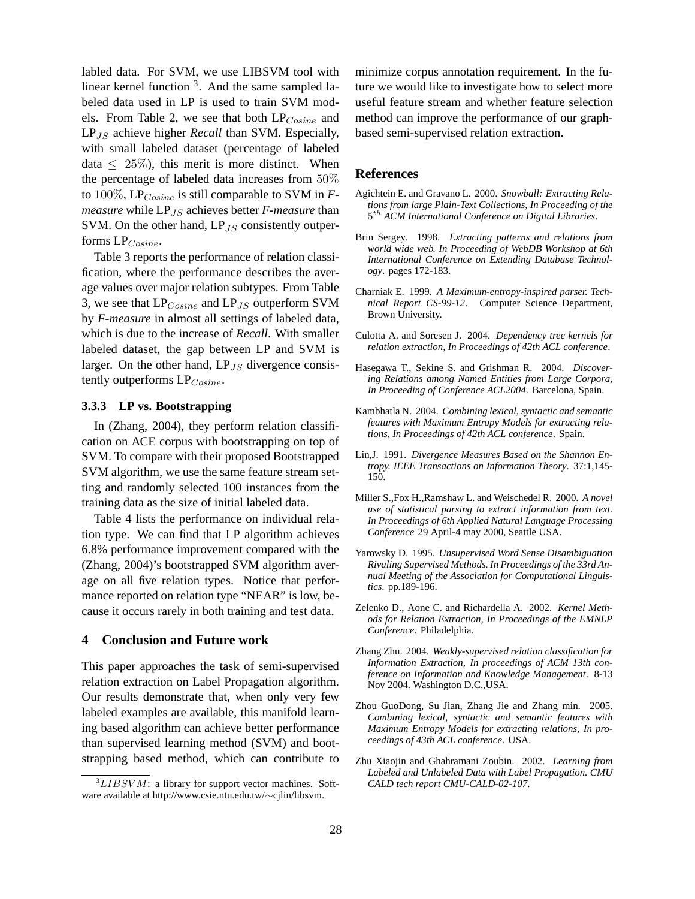labled data. For SVM, we use LIBSVM tool with linear kernel function [3]. And the same sampled labeled data used in LP is used to train SVM models. From Table 2, we see that both $\mathrm{LP}_{Cosine}$ and $\mathrm{LP}_{JS}$ achieve higher *Recall* than SVM. Especially, with small labeled dataset (percentage of labeled data $\leq 25\%$), this merit is more distinct. When the percentage of labeled data increases from $50\%$ to $100\%$, $\mathrm{LP}_{Cosine}$ is still comparable to SVM in *F-measure* while $\mathrm{LP}_{JS}$ achieves better *F-measure* than SVM. On the other hand, $\mathrm{LP}_{JS}$ consistently outperforms $\mathrm{LP}_{Cosine}$.

Table 3 reports the performance of relation classification, where the performance describes the average values over major relation subtypes. From Table 3, we see that $\mathrm{LP}_{Cosine}$ and $\mathrm{LP}_{JS}$ outperform SVM by *F-measure* in almost all settings of labeled data, which is due to the increase of *Recall*. With smaller labeled dataset, the gap between LP and SVM is larger. On the other hand, $\mathrm{LP}_{JS}$ divergence consistently outperforms $\mathrm{LP}_{Cosine}$.

#### 3.3.3 LP vs. Bootstrapping

In (Zhang, 2004), they perform relation classification on ACE corpus with bootstrapping on top of SVM. To compare with their proposed Bootstrapped SVM algorithm, we use the same feature stream setting and randomly selected 100 instances from the training data as the size of initial labeled data.

Table 4 lists the performance on individual relation type. We can find that LP algorithm achieves 6.8% performance improvement compared with the (Zhang, 2004)'s bootstrapped SVM algorithm average on all five relation types. Notice that performance reported on relation type "NEAR" is low, because it occurs rarely in both training and test data.

## 4 Conclusion and Future work

This paper approaches the task of semi-supervised relation extraction on Label Propagation algorithm. Our results demonstrate that, when only very few labeled examples are available, this manifold learning based algorithm can achieve better performance than supervised learning method (SVM) and bootstrapping based method, which can contribute to minimize corpus annotation requirement. In the future we would like to investigate how to select more useful feature stream and whether feature selection method can improve the performance of our graph-based semi-supervised relation extraction.

[3] $LIBSVM$: a library for support vector machines. Software available at http://www.csie.ntu.edu.tw/∼cjlin/libsvm.

## References

Agichtein E. and Gravano L. 2000. *Snowball: Extracting Relations from large Plain-Text Collections, In Proceeding of the $5^{th}$ ACM International Conference on Digital Libraries*.

Brin Sergey. 1998. *Extracting patterns and relations from world wide web. In Proceeding of WebDB Workshop at 6th International Conference on Extending Database Technology*. pages 172-183.

Charniak E. 1999. *A Maximum-entropy-inspired parser. Technical Report CS-99-12*. Computer Science Department, Brown University.

Culotta A. and Soresen J. 2004. *Dependency tree kernels for relation extraction, In Proceedings of 42th ACL conference*.

Hasegawa T., Sekine S. and Grishman R. 2004. *Discovering Relations among Named Entities from Large Corpora, In Proceeding of Conference ACL2004*. Barcelona, Spain.

Kambhatla N. 2004. *Combining lexical, syntactic and semantic features with Maximum Entropy Models for extracting relations, In Proceedings of 42th ACL conference*. Spain.

Lin,J. 1991. *Divergence Measures Based on the Shannon Entropy. IEEE Transactions on Information Theory*. 37:1,145-150.

Miller S.,Fox H.,Ramshaw L. and Weischedel R. 2000. *A novel use of statistical parsing to extract information from text. In Proceedings of 6th Applied Natural Language Processing Conference* 29 April-4 may 2000, Seattle USA.

Yarowsky D. 1995. *Unsupervised Word Sense Disambiguation Rivaling Supervised Methods. In Proceedings of the 33rd Annual Meeting of the Association for Computational Linguistics*. pp.189-196.

Zelenko D., Aone C. and Richardella A. 2002. *Kernel Methods for Relation Extraction, In Proceedings of the EMNLP Conference*. Philadelphia.

Zhang Zhu. 2004. *Weakly-supervised relation classification for Information Extraction, In proceedings of ACM 13th conference on Information and Knowledge Management*. 8-13 Nov 2004. Washington D.C.,USA.

Zhou GuoDong, Su Jian, Zhang Jie and Zhang min. 2005. *Combining lexical, syntactic and semantic features with Maximum Entropy Models for extracting relations, In proceedings of 43th ACL conference*. USA.

Zhu Xiaojin and Ghahramani Zoubin. 2002. *Learning from Labeled and Unlabeled Data with Label Propagation. CMU CALD tech report CMU-CALD-02-107*.